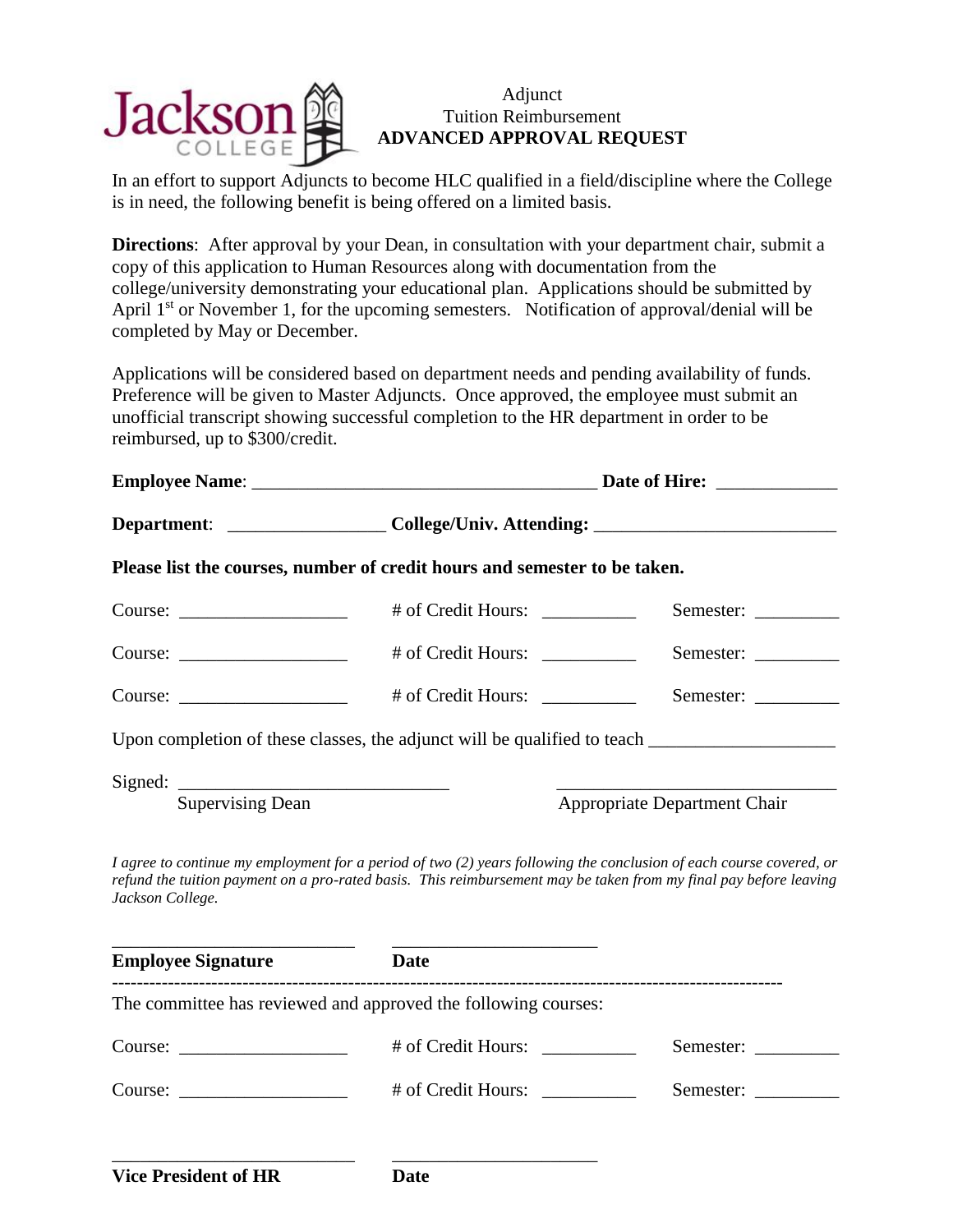Jackson COLLEGE

# Adjunct
# Tuition Reimbursement
# ADVANCED APPROVAL REQUEST

In an effort to support Adjuncts to become HLC qualified in a field/discipline where the College is in need, the following benefit is being offered on a limited basis.

**Directions**: After approval by your Dean, in consultation with your department chair, submit a copy of this application to Human Resources along with documentation from the college/university demonstrating your educational plan. Applications should be submitted by April 1st or November 1, for the upcoming semesters. Notification of approval/denial will be completed by May or December.

Applications will be considered based on department needs and pending availability of funds. Preference will be given to Master Adjuncts. Once approved, the employee must submit an unofficial transcript showing successful completion to the HR department in order to be reimbursed, up to $300/credit.

**Employee Name**: ______________________________________ **Date of Hire:** _____________

**Department**: _________________ **College/Univ. Attending:** __________________________

**Please list the courses, number of credit hours and semester to be taken.**

Course: __________________ # of Credit Hours: __________ Semester: _________

Course: __________________ # of Credit Hours: __________ Semester: _________

Course: __________________ # of Credit Hours: __________ Semester: _________

Upon completion of these classes, the adjunct will be qualified to teach ___________________

Signed: _____________________________ ______________________________

Supervising Dean Appropriate Department Chair

*I agree to continue my employment for a period of two (2) years following the conclusion of each course covered, or refund the tuition payment on a pro-rated basis. This reimbursement may be taken from my final pay before leaving Jackson College.*

___________________________ ______________________

**Employee Signature** **Date**

---

The committee has reviewed and approved the following courses:

Course: __________________ # of Credit Hours: __________ Semester: _________

Course: __________________ # of Credit Hours: __________ Semester: _________

___________________________ ______________________

**Vice President of HR** **Date**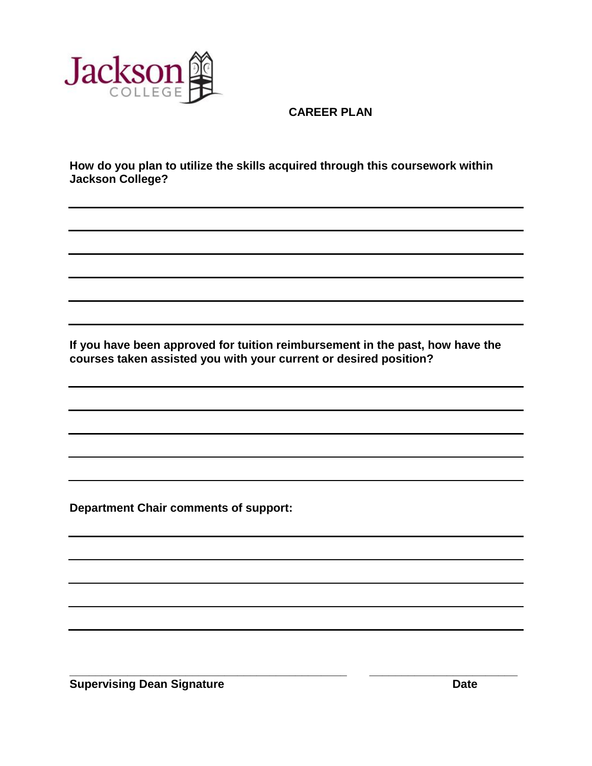Jackson
COLLEGE

## CAREER PLAN

**How do you plan to utilize the skills acquired through this coursework within Jackson College?**

______________________________________________________________________

______________________________________________________________________

______________________________________________________________________

______________________________________________________________________

______________________________________________________________________

______________________________________________________________________

**If you have been approved for tuition reimbursement in the past, how have the courses taken assisted you with your current or desired position?**

______________________________________________________________________

______________________________________________________________________

______________________________________________________________________

______________________________________________________________________

______________________________________________________________________

**Department Chair comments of support:**

______________________________________________________________________

______________________________________________________________________

______________________________________________________________________

______________________________________________________________________

______________________________________________________________________

________________________________________ &nbsp;&nbsp;&nbsp;&nbsp; ______________________

**Supervising Dean Signature** &nbsp;&nbsp;&nbsp;&nbsp;&nbsp;&nbsp;&nbsp;&nbsp;&nbsp;&nbsp;&nbsp;&nbsp;&nbsp;&nbsp;&nbsp;&nbsp;&nbsp;&nbsp;&nbsp;&nbsp; **Date**